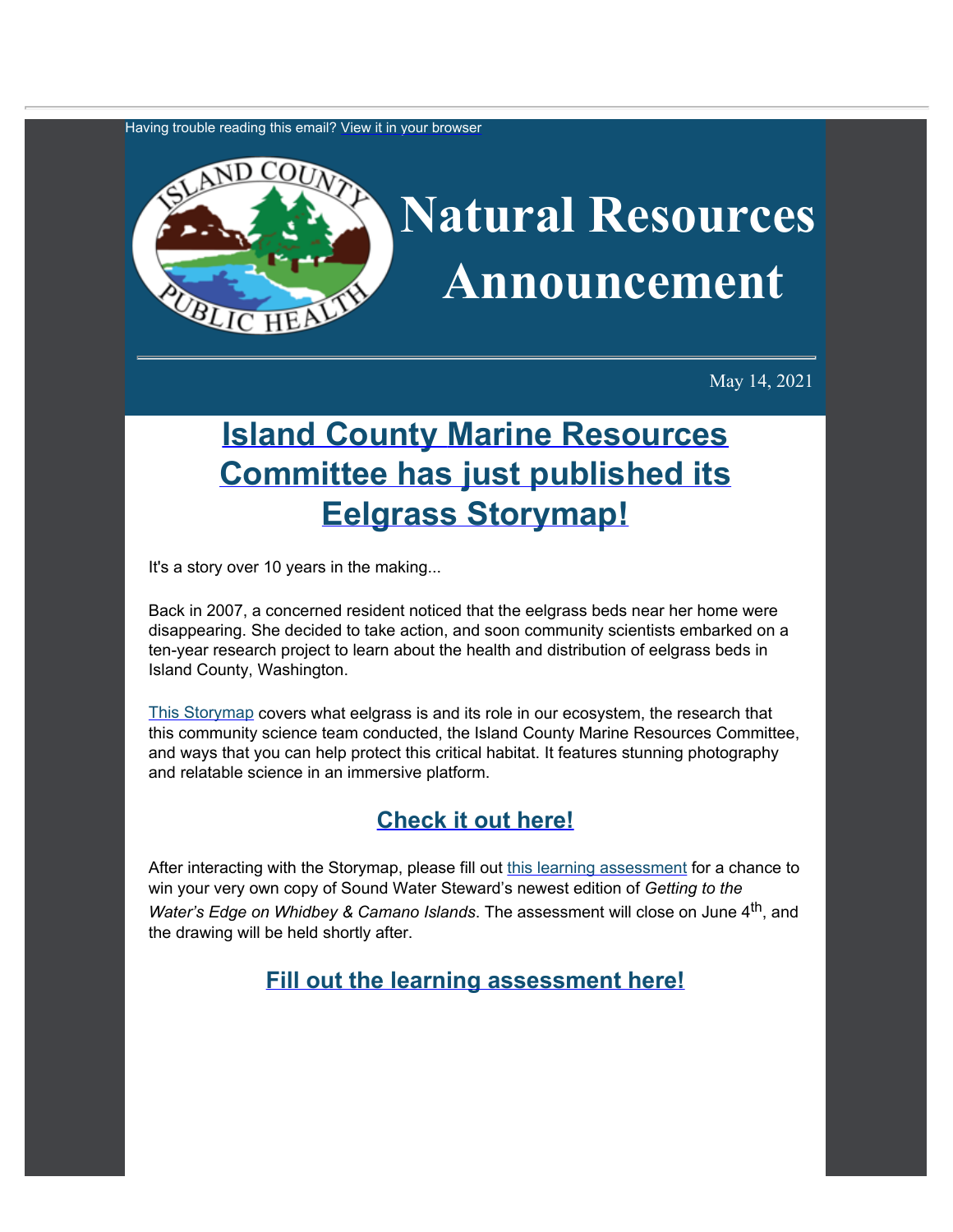Having trouble reading this email? View it in your browser

# Natural Resources Announcement

May 14, 2021

## Island County Marine Resources Committee has just published its Eelgrass Storymap!

It's a story over 10 years in the making...

Back in 2007, a concerned resident noticed that the eelgrass beds near her home were disappearing. She decided to take action, and soon community scientists embarked on a ten-year research project to learn about the health and distribution of eelgrass beds in Island County, Washington.

This Storymap covers what eelgrass is and its role in our ecosystem, the research that this community science team conducted, the Island County Marine Resources Committee, and ways that you can help protect this critical habitat. It features stunning photography and relatable science in an immersive platform.

### Check it out here!

After interacting with the Storymap, please fill out this learning assessment for a chance to win your very own copy of Sound Water Steward's newest edition of *Getting to the Water's Edge on Whidbey & Camano Islands*. The assessment will close on June 4th, and the drawing will be held shortly after.

### Fill out the learning assessment here!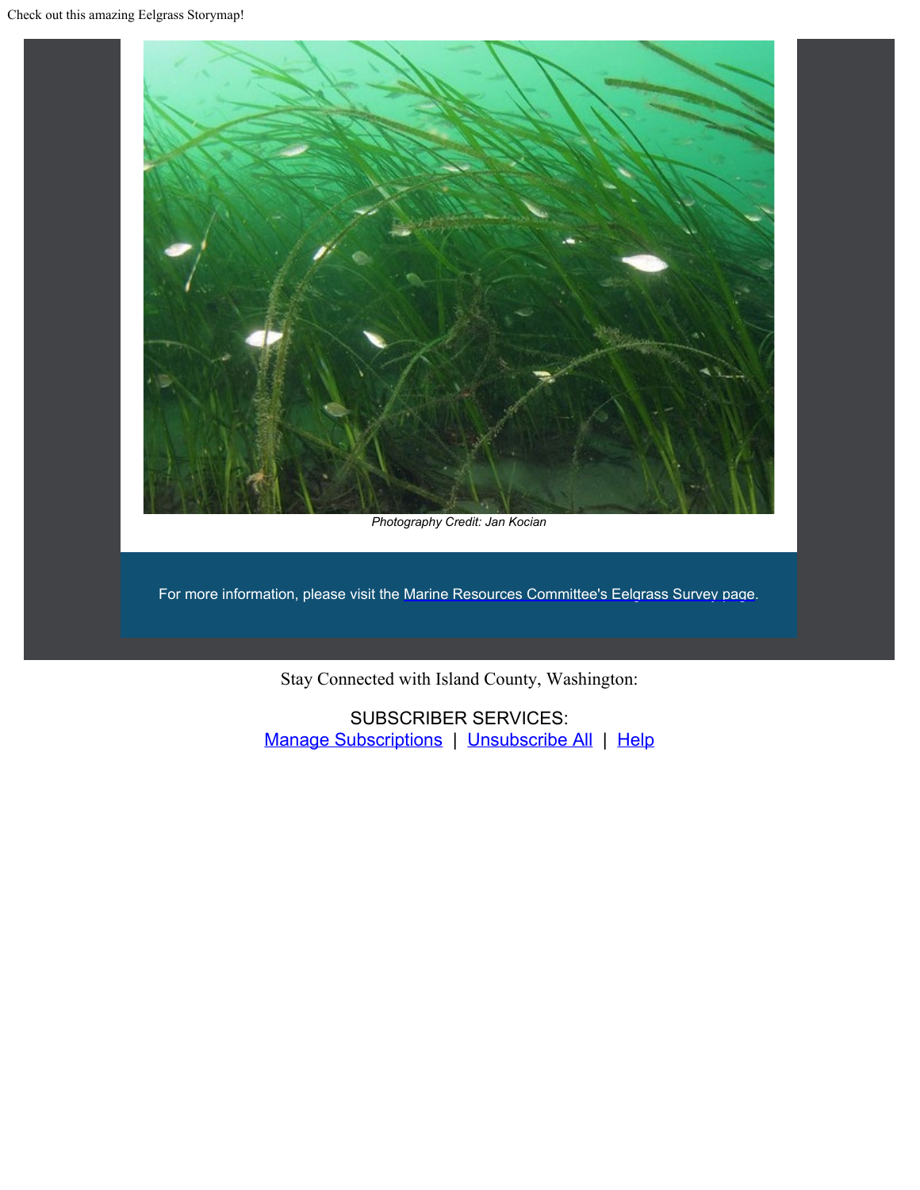Check out this amazing Eelgrass Storymap!

*Photography Credit: Jan Kocian*

For more information, please visit the Marine Resources Committee's Eelgrass Survey page.

Stay Connected with Island County, Washington:

SUBSCRIBER SERVICES:
Manage Subscriptions | Unsubscribe All | Help